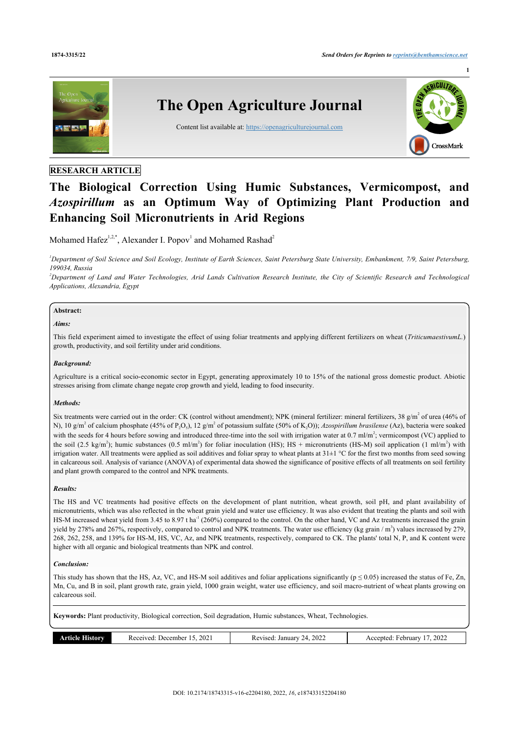RESEARCH ARTICLE

# The Biological Correction Using Humic Substances, Vermicompost, and *Azospirillum* as an Optimum Way of Optimizing Plant Production and Enhancing Soil Micronutrients in Arid Regions

Mohamed Hafez[1,2,*], Alexander I. Popov[1] and Mohamed Rashad[2]

[1]*Department of Soil Science and Soil Ecology, Institute of Earth Sciences, Saint Petersburg State University, Embankment, 7/9, Saint Petersburg, 199034, Russia*

[2]*Department of Land and Water Technologies, Arid Lands Cultivation Research Institute, the City of Scientific Research and Technological Applications, Alexandria, Egypt*

**Abstract:**

***Aims:***

This field experiment aimed to investigate the effect of using foliar treatments and applying different fertilizers on wheat (*TriticumaestivumL.*) growth, productivity, and soil fertility under arid conditions.

***Background:***

Agriculture is a critical socio-economic sector in Egypt, generating approximately 10 to 15% of the national gross domestic product. Abiotic stresses arising from climate change negate crop growth and yield, leading to food insecurity.

***Methods:***

Six treatments were carried out in the order: CK (control without amendment); NPK (mineral fertilizer: mineral fertilizers, 38 g/$m^2$ of urea (46% of N), 10 g/$m^2$ of calcium phosphate (45% of $P_2O_5$), 12 g/$m^2$ of potassium sulfate (50% of $K_2O$)); *Azospirillum brasilense* (Az), bacteria were soaked with the seeds for 4 hours before sowing and introduced three-time into the soil with irrigation water at 0.7 ml/$m^2$; vermicompost (VC) applied to the soil (2.5 kg/$m^2$); humic substances (0.5 ml/$m^2$) for foliar inoculation (HS); HS + micronutrients (HS-M) soil application (1 ml/$m^2$) with irrigation water. All treatments were applied as soil additives and foliar spray to wheat plants at 31±1 °C for the first two months from seed sowing in calcareous soil. Analysis of variance (ANOVA) of experimental data showed the significance of positive effects of all treatments on soil fertility and plant growth compared to the control and NPK treatments.

***Results:***

The HS and VC treatments had positive effects on the development of plant nutrition, wheat growth, soil pH, and plant availability of micronutrients, which was also reflected in the wheat grain yield and water use efficiency. It was also evident that treating the plants and soil with HS-M increased wheat yield from 3.45 to 8.97 t $ha^{-1}$ (260%) compared to the control. On the other hand, VC and Az treatments increased the grain yield by 278% and 267%, respectively, compared to control and NPK treatments. The water use efficiency (kg grain / $m^3$) values increased by 279, 268, 262, 258, and 139% for HS-M, HS, VC, Az, and NPK treatments, respectively, compared to CK. The plants' total N, P, and K content were higher with all organic and biological treatments than NPK and control.

***Conclusion:***

This study has shown that the HS, Az, VC, and HS-M soil additives and foliar applications significantly ($p \leq 0.05$) increased the status of Fe, Zn, Mn, Cu, and B in soil, plant growth rate, grain yield, 1000 grain weight, water use efficiency, and soil macro-nutrient of wheat plants growing on calcareous soil.

**Keywords:** Plant productivity, Biological correction, Soil degradation, Humic substances, Wheat, Technologies.

| Article History | Received: December 15, 2021 | Revised: January 24, 2022 | Accepted: February 17, 2022 |
|---|---|---|---|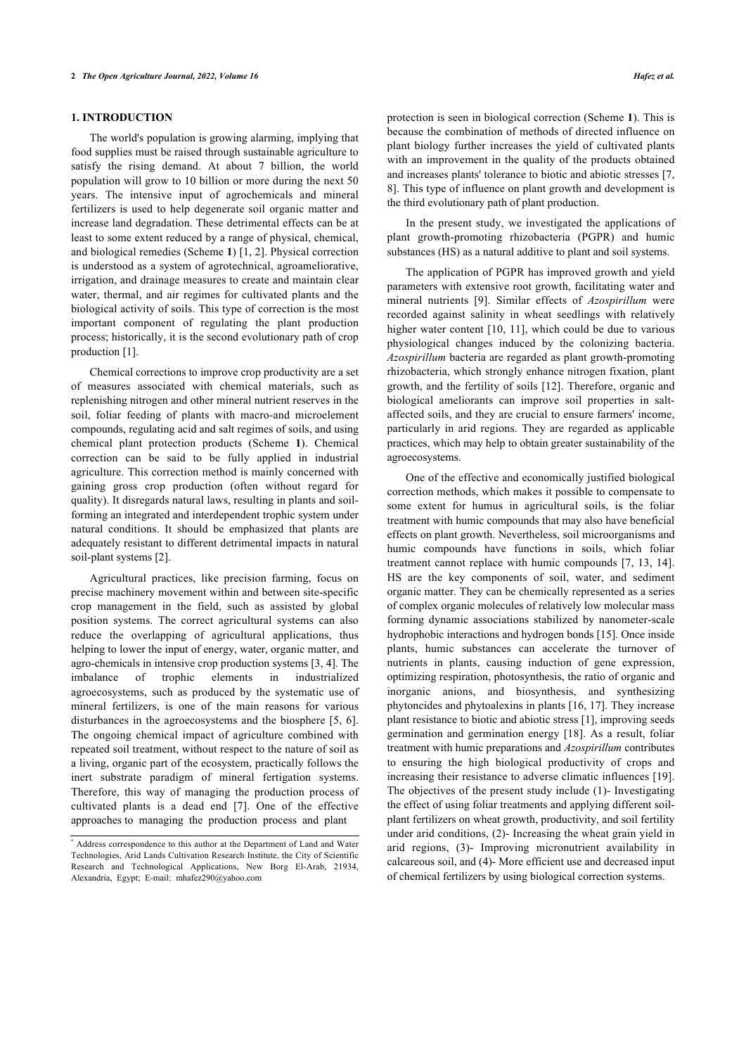## 1. INTRODUCTION

The world's population is growing alarming, implying that food supplies must be raised through sustainable agriculture to satisfy the rising demand. At about 7 billion, the world population will grow to 10 billion or more during the next 50 years. The intensive input of agrochemicals and mineral fertilizers is used to help degenerate soil organic matter and increase land degradation. These detrimental effects can be at least to some extent reduced by a range of physical, chemical, and biological remedies (Scheme **1**) [1, 2]. Physical correction is understood as a system of agrotechnical, agroameliorative, irrigation, and drainage measures to create and maintain clear water, thermal, and air regimes for cultivated plants and the biological activity of soils. This type of correction is the most important component of regulating the plant production process; historically, it is the second evolutionary path of crop production [1].

Chemical corrections to improve crop productivity are a set of measures associated with chemical materials, such as replenishing nitrogen and other mineral nutrient reserves in the soil, foliar feeding of plants with macro-and microelement compounds, regulating acid and salt regimes of soils, and using chemical plant protection products (Scheme **1**). Chemical correction can be said to be fully applied in industrial agriculture. This correction method is mainly concerned with gaining gross crop production (often without regard for quality). It disregards natural laws, resulting in plants and soil-forming an integrated and interdependent trophic system under natural conditions. It should be emphasized that plants are adequately resistant to different detrimental impacts in natural soil-plant systems [2].

Agricultural practices, like precision farming, focus on precise machinery movement within and between site-specific crop management in the field, such as assisted by global position systems. The correct agricultural systems can also reduce the overlapping of agricultural applications, thus helping to lower the input of energy, water, organic matter, and agro-chemicals in intensive crop production systems [3, 4]. The imbalance of trophic elements in industrialized agroecosystems, such as produced by the systematic use of mineral fertilizers, is one of the main reasons for various disturbances in the agroecosystems and the biosphere [5, 6]. The ongoing chemical impact of agriculture combined with repeated soil treatment, without respect to the nature of soil as a living, organic part of the ecosystem, practically follows the inert substrate paradigm of mineral fertigation systems. Therefore, this way of managing the production process of cultivated plants is a dead end [7]. One of the effective approaches to managing the production process and plant protection is seen in biological correction (Scheme **1**). This is because the combination of methods of directed influence on plant biology further increases the yield of cultivated plants with an improvement in the quality of the products obtained and increases plants' tolerance to biotic and abiotic stresses [7, 8]. This type of influence on plant growth and development is the third evolutionary path of plant production.

In the present study, we investigated the applications of plant growth-promoting rhizobacteria (PGPR) and humic substances (HS) as a natural additive to plant and soil systems.

The application of PGPR has improved growth and yield parameters with extensive root growth, facilitating water and mineral nutrients [9]. Similar effects of *Azospirillum* were recorded against salinity in wheat seedlings with relatively higher water content [10, 11], which could be due to various physiological changes induced by the colonizing bacteria. *Azospirillum* bacteria are regarded as plant growth-promoting rhizobacteria, which strongly enhance nitrogen fixation, plant growth, and the fertility of soils [12]. Therefore, organic and biological ameliorants can improve soil properties in salt-affected soils, and they are crucial to ensure farmers' income, particularly in arid regions. They are regarded as applicable practices, which may help to obtain greater sustainability of the agroecosystems.

One of the effective and economically justified biological correction methods, which makes it possible to compensate to some extent for humus in agricultural soils, is the foliar treatment with humic compounds that may also have beneficial effects on plant growth. Nevertheless, soil microorganisms and humic compounds have functions in soils, which foliar treatment cannot replace with humic compounds [7, 13, 14]. HS are the key components of soil, water, and sediment organic matter. They can be chemically represented as a series of complex organic molecules of relatively low molecular mass forming dynamic associations stabilized by nanometer-scale hydrophobic interactions and hydrogen bonds [15]. Once inside plants, humic substances can accelerate the turnover of nutrients in plants, causing induction of gene expression, optimizing respiration, photosynthesis, the ratio of organic and inorganic anions, and biosynthesis, and synthesizing phytoncides and phytoalexins in plants [16, 17]. They increase plant resistance to biotic and abiotic stress [1], improving seeds germination and germination energy [18]. As a result, foliar treatment with humic preparations and *Azospirillum* contributes to ensuring the high biological productivity of crops and increasing their resistance to adverse climatic influences [19]. The objectives of the present study include (1)- Investigating the effect of using foliar treatments and applying different soil-plant fertilizers on wheat growth, productivity, and soil fertility under arid conditions, (2)- Increasing the wheat grain yield in arid regions, (3)- Improving micronutrient availability in calcareous soil, and (4)- More efficient use and decreased input of chemical fertilizers by using biological correction systems.

* Address correspondence to this author at the Department of Land and Water Technologies, Arid Lands Cultivation Research Institute, the City of Scientific Research and Technological Applications, New Borg El-Arab, 21934, Alexandria, Egypt; E-mail: mhafez290@yahoo.com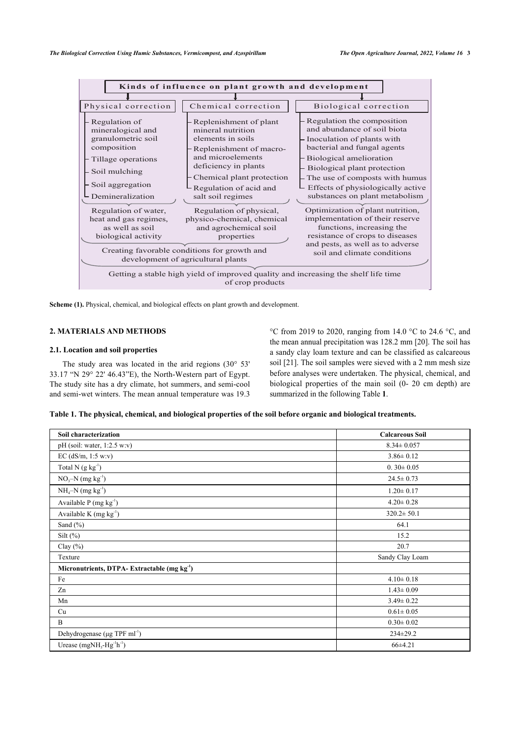**Kinds of influence on plant growth and development**

**Physical correction**

- Regulation of mineralogical and granulometric soil composition
- Tillage operations
- Soil mulching
- Soil aggregation
- Demineralization

Regulation of water, heat and gas regimes, as well as soil biological activity

**Chemical correction**

- Replenishment of plant mineral nutrition elements in soils
- Replenishment of macro- and microelements deficiency in plants
- Chemical plant protection
- Regulation of acid and salt soil regimes

Regulation of physical, physico-chemical, chemical and agrochemical soil properties

Creating favorable conditions for growth and development of agricultural plants

**Biological correction**

- Regulation the composition and abundance of soil biota
- Inoculation of plants with bacterial and fungal agents
- Biological amelioration
- Biological plant protection
- The use of composts with humus
- Effects of physiologically active substances on plant metabolism

Optimization of plant nutrition, implementation of their reserve functions, increasing the resistance of crops to diseases and pests, as well as to adverse soil and climate conditions

Getting a stable high yield of improved quality and increasing the shelf life time of crop products

**Scheme (1).** Physical, chemical, and biological effects on plant growth and development.

## 2. MATERIALS AND METHODS

### 2.1. Location and soil properties

The study area was located in the arid regions (30° 53' 33.17 "N 29° 22' 46.43"E), the North-Western part of Egypt. The study site has a dry climate, hot summers, and semi-cool and semi-wet winters. The mean annual temperature was 19.3 °C from 2019 to 2020, ranging from 14.0 °C to 24.6 °C, and the mean annual precipitation was 128.2 mm [20]. The soil has a sandy clay loam texture and can be classified as calcareous soil [21]. The soil samples were sieved with a 2 mm mesh size before analyses were undertaken. The physical, chemical, and biological properties of the main soil (0- 20 cm depth) are summarized in the following Table **1**.

**Table 1. The physical, chemical, and biological properties of the soil before organic and biological treatments.**

| Soil characterization | Calcareous Soil |
|---|---|
| pH (soil: water, 1:2.5 w:v) | 8.34± 0.057 |
| EC (dS/m, 1:5 w:v) | 3.86± 0.12 |
| Total N (g $kg^{-1}$) | 0. 30± 0.05 |
| $NO_3$–N (mg $kg^{-1}$) | 24.5± 0.73 |
| $NH_4$–N (mg $kg^{-1}$) | 1.20± 0.17 |
| Available P (mg $kg^{-1}$) | 4.20± 0.28 |
| Available K (mg $kg^{-1}$) | 320.2± 50.1 |
| Sand (%) | 64.1 |
| Silt (%) | 15.2 |
| Clay (%) | 20.7 |
| Texture | Sandy Clay Loam |
| **Micronutrients, DTPA- Extractable (mg $kg^{-1}$)** | |
| Fe | 4.10± 0.18 |
| Zn | 1.43± 0.09 |
| Mn | 3.49± 0.22 |
| Cu | 0.61± 0.05 |
| B | 0.30± 0.02 |
| Dehydrogenase (µg TPF $ml^{-1}$) | 234±29.2 |
| Urease (mg$NH_3$-$Hg^{-1}h^{-1}$) | 66±4.21 |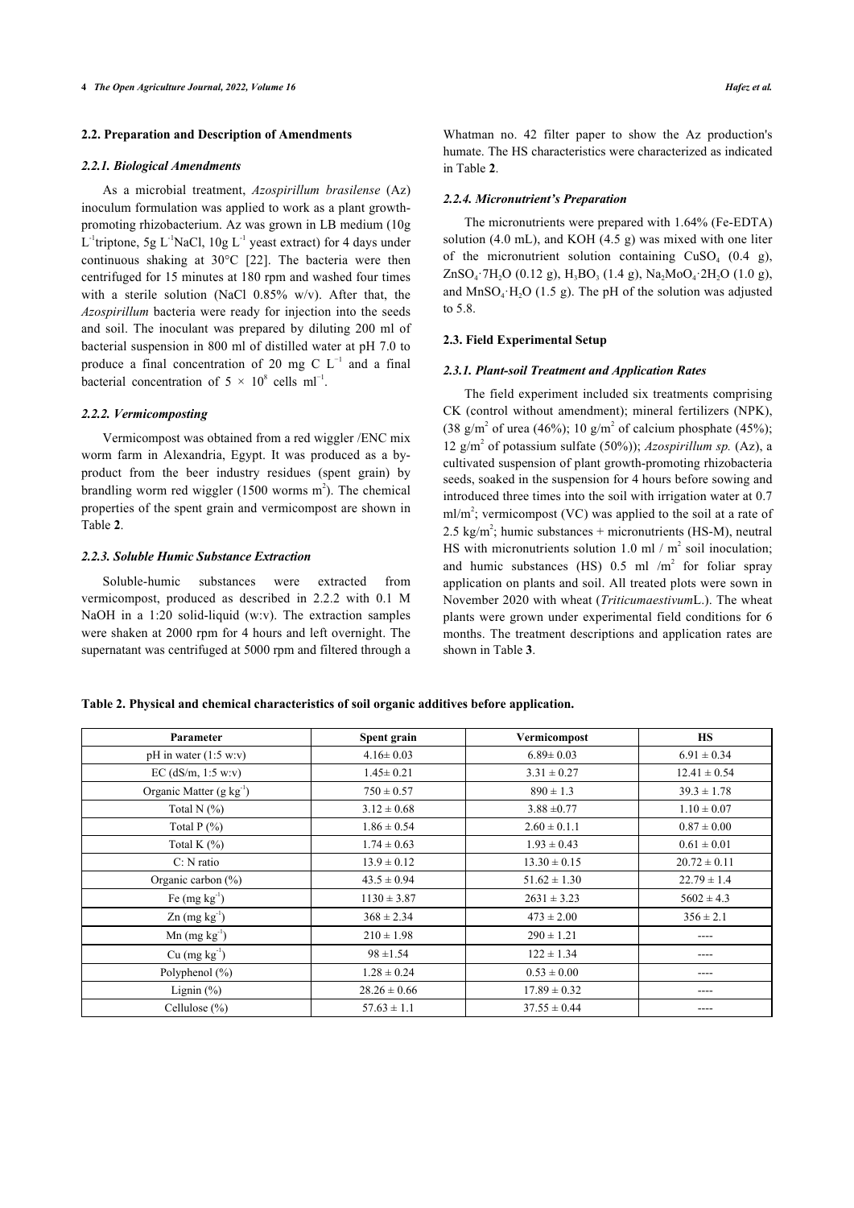### 2.2. Preparation and Description of Amendments

#### *2.2.1. Biological Amendments*

As a microbial treatment, *Azospirillum brasilense* (Az) inoculum formulation was applied to work as a plant growth-promoting rhizobacterium. Az was grown in LB medium (10g $L^{-1}$triptone, 5g $L^{-1}$NaCl, 10g $L^{-1}$ yeast extract) for 4 days under continuous shaking at 30°C [22]. The bacteria were then centrifuged for 15 minutes at 180 rpm and washed four times with a sterile solution (NaCl 0.85% w/v). After that, the *Azospirillum* bacteria were ready for injection into the seeds and soil. The inoculant was prepared by diluting 200 ml of bacterial suspension in 800 ml of distilled water at pH 7.0 to produce a final concentration of 20 mg C $L^{-1}$ and a final bacterial concentration of $5 \times 10^{8}$ cells $ml^{-1}$.

#### *2.2.2. Vermicomposting*

Vermicompost was obtained from a red wiggler /ENC mix worm farm in Alexandria, Egypt. It was produced as a by-product from the beer industry residues (spent grain) by brandling worm red wiggler (1500 worms $m^2$). The chemical properties of the spent grain and vermicompost are shown in Table **2**.

#### *2.2.3. Soluble Humic Substance Extraction*

Soluble-humic substances were extracted from vermicompost, produced as described in 2.2.2 with 0.1 M NaOH in a 1:20 solid-liquid (w:v). The extraction samples were shaken at 2000 rpm for 4 hours and left overnight. The supernatant was centrifuged at 5000 rpm and filtered through a Whatman no. 42 filter paper to show the Az production's humate. The HS characteristics were characterized as indicated in Table **2**.

#### *2.2.4. Micronutrient's Preparation*

The micronutrients were prepared with 1.64% (Fe-EDTA) solution (4.0 mL), and KOH (4.5 g) was mixed with one liter of the micronutrient solution containing $CuSO_4$ (0.4 g), $ZnSO_4 \cdot 7H_2O$ (0.12 g), $H_3BO_3$ (1.4 g), $Na_2MoO_4 \cdot 2H_2O$ (1.0 g), and $MnSO_4 \cdot H_2O$ (1.5 g). The pH of the solution was adjusted to 5.8.

### 2.3. Field Experimental Setup

#### *2.3.1. Plant-soil Treatment and Application Rates*

The field experiment included six treatments comprising CK (control without amendment); mineral fertilizers (NPK), (38 g/$m^2$ of urea (46%); 10 g/$m^2$ of calcium phosphate (45%); 12 g/$m^2$ of potassium sulfate (50%)); *Azospirillum sp.* (Az), a cultivated suspension of plant growth-promoting rhizobacteria seeds, soaked in the suspension for 4 hours before sowing and introduced three times into the soil with irrigation water at 0.7 ml/$m^2$; vermicompost (VC) was applied to the soil at a rate of 2.5 kg/$m^2$; humic substances + micronutrients (HS-M), neutral HS with micronutrients solution 1.0 ml / $m^2$ soil inoculation; and humic substances (HS) 0.5 ml /$m^2$ for foliar spray application on plants and soil. All treated plots were sown in November 2020 with wheat (*Triticumaestivum*L.). The wheat plants were grown under experimental field conditions for 6 months. The treatment descriptions and application rates are shown in Table **3**.

**Table 2. Physical and chemical characteristics of soil organic additives before application.**

| Parameter | Spent grain | Vermicompost | HS |
|---|---|---|---|
| pH in water (1:5 w:v) | 4.16± 0.03 | 6.89± 0.03 | 6.91 ± 0.34 |
| EC (dS/m, 1:5 w:v) | 1.45± 0.21 | 3.31 ± 0.27 | 12.41 ± 0.54 |
| Organic Matter (g $kg^{-1}$) | 750 ± 0.57 | 890 ± 1.3 | 39.3 ± 1.78 |
| Total N (%) | 3.12 ± 0.68 | 3.88 ±0.77 | 1.10 ± 0.07 |
| Total P (%) | 1.86 ± 0.54 | 2.60 ± 0.1.1 | 0.87 ± 0.00 |
| Total K (%) | 1.74 ± 0.63 | 1.93 ± 0.43 | 0.61 ± 0.01 |
| C: N ratio | 13.9 ± 0.12 | 13.30 ± 0.15 | 20.72 ± 0.11 |
| Organic carbon (%) | 43.5 ± 0.94 | 51.62 ± 1.30 | 22.79 ± 1.4 |
| Fe (mg $kg^{-1}$) | 1130 ± 3.87 | 2631 ± 3.23 | 5602 ± 4.3 |
| Zn (mg $kg^{-1}$) | 368 ± 2.34 | 473 ± 2.00 | 356 ± 2.1 |
| Mn (mg $kg^{-1}$) | 210 ± 1.98 | 290 ± 1.21 | ---- |
| Cu (mg $kg^{-1}$) | 98 ±1.54 | 122 ± 1.34 | ---- |
| Polyphenol (%) | 1.28 ± 0.24 | 0.53 ± 0.00 | ---- |
| Lignin (%) | 28.26 ± 0.66 | 17.89 ± 0.32 | ---- |
| Cellulose (%) | 57.63 ± 1.1 | 37.55 ± 0.44 | ---- |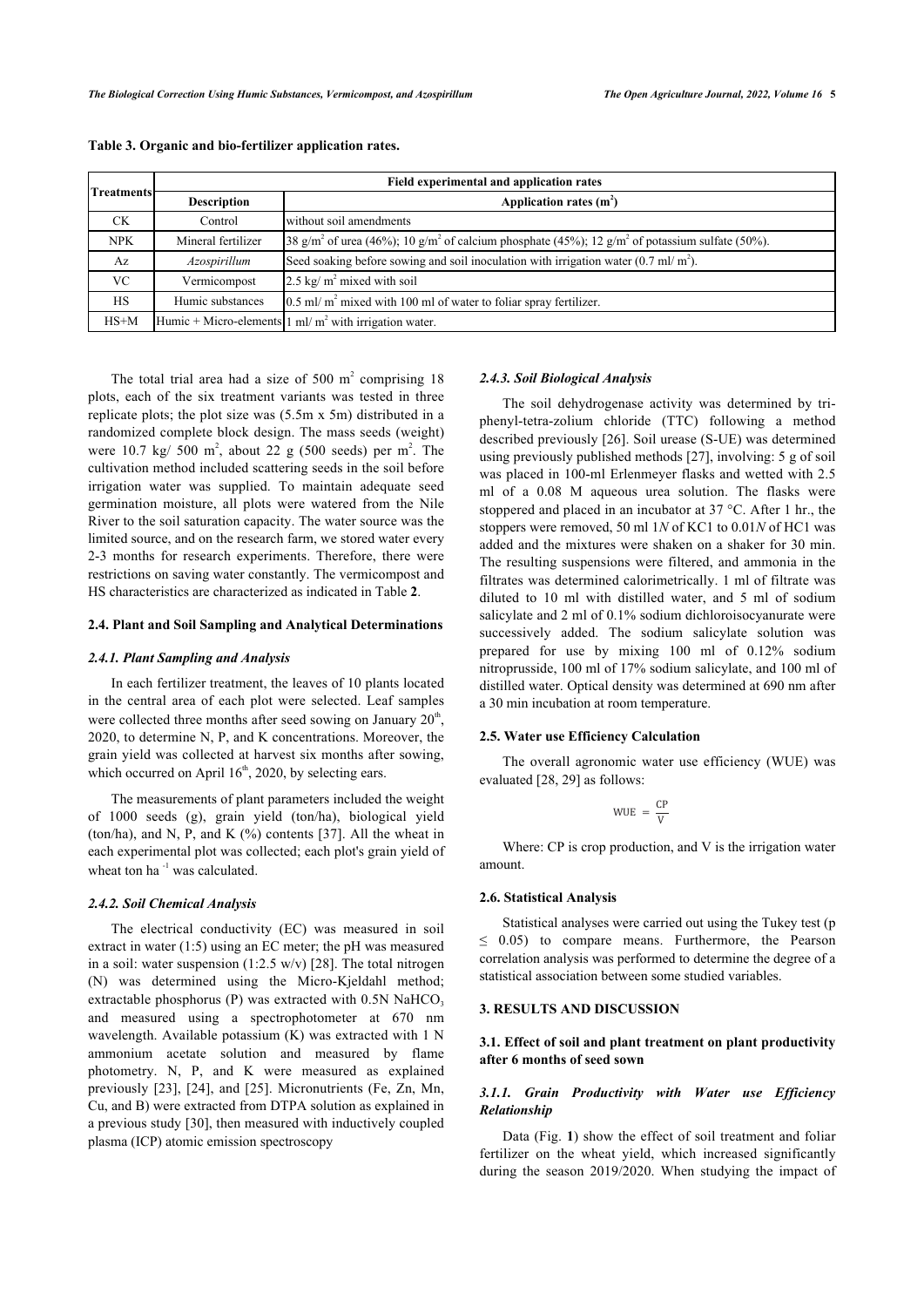**Table 3. Organic and bio-fertilizer application rates.**

| Treatments | Field experimental and application rates | |
|---|---|---|
| | **Description** | **Application rates ($m^2$)** |
| CK | Control | without soil amendments |
| NPK | Mineral fertilizer | 38 g/$m^2$ of urea (46%); 10 g/$m^2$ of calcium phosphate (45%); 12 g/$m^2$ of potassium sulfate (50%). |
| Az | *Azospirillum* | Seed soaking before sowing and soil inoculation with irrigation water (0.7 ml/ $m^2$). |
| VC | Vermicompost | 2.5 kg/ $m^2$ mixed with soil |
| HS | Humic substances | 0.5 ml/ $m^2$ mixed with 100 ml of water to foliar spray fertilizer. |
| HS+M | Humic + Micro-elements | 1 ml/ $m^2$ with irrigation water. |

The total trial area had a size of 500 $m^2$ comprising 18 plots, each of the six treatment variants was tested in three replicate plots; the plot size was (5.5m x 5m) distributed in a randomized complete block design. The mass seeds (weight) were 10.7 kg/ 500 $m^2$, about 22 g (500 seeds) per $m^2$. The cultivation method included scattering seeds in the soil before irrigation water was supplied. To maintain adequate seed germination moisture, all plots were watered from the Nile River to the soil saturation capacity. The water source was the limited source, and on the research farm, we stored water every 2-3 months for research experiments. Therefore, there were restrictions on saving water constantly. The vermicompost and HS characteristics are characterized as indicated in Table **2**.

### 2.4. Plant and Soil Sampling and Analytical Determinations

#### *2.4.1. Plant Sampling and Analysis*

In each fertilizer treatment, the leaves of 10 plants located in the central area of each plot were selected. Leaf samples were collected three months after seed sowing on January 20th, 2020, to determine N, P, and K concentrations. Moreover, the grain yield was collected at harvest six months after sowing, which occurred on April 16th, 2020, by selecting ears.

The measurements of plant parameters included the weight of 1000 seeds (g), grain yield (ton/ha), biological yield (ton/ha), and N, P, and K (%) contents [37]. All the wheat in each experimental plot was collected; each plot's grain yield of wheat ton $ha^{-1}$ was calculated.

#### *2.4.2. Soil Chemical Analysis*

The electrical conductivity (EC) was measured in soil extract in water (1:5) using an EC meter; the pH was measured in a soil: water suspension (1:2.5 w/v) [28]. The total nitrogen (N) was determined using the Micro-Kjeldahl method; extractable phosphorus (P) was extracted with 0.5N $NaHCO_3$ and measured using a spectrophotometer at 670 nm wavelength. Available potassium (K) was extracted with 1 N ammonium acetate solution and measured by flame photometry. N, P, and K were measured as explained previously [23], [24], and [25]. Micronutrients (Fe, Zn, Mn, Cu, and B) were extracted from DTPA solution as explained in a previous study [30], then measured with inductively coupled plasma (ICP) atomic emission spectroscopy

#### *2.4.3. Soil Biological Analysis*

The soil dehydrogenase activity was determined by tri-phenyl-tetra-zolium chloride (TTC) following a method described previously [26]. Soil urease (S-UE) was determined using previously published methods [27], involving: 5 g of soil was placed in 100-ml Erlenmeyer flasks and wetted with 2.5 ml of a 0.08 M aqueous urea solution. The flasks were stoppered and placed in an incubator at 37 °C. After 1 hr., the stoppers were removed, 50 ml 1*N* of KC1 to 0.01*N* of HC1 was added and the mixtures were shaken on a shaker for 30 min. The resulting suspensions were filtered, and ammonia in the filtrates was determined calorimetrically. 1 ml of filtrate was diluted to 10 ml with distilled water, and 5 ml of sodium salicylate and 2 ml of 0.1% sodium dichloroisocyanurate were successively added. The sodium salicylate solution was prepared for use by mixing 100 ml of 0.12% sodium nitroprusside, 100 ml of 17% sodium salicylate, and 100 ml of distilled water. Optical density was determined at 690 nm after a 30 min incubation at room temperature.

### 2.5. Water use Efficiency Calculation

The overall agronomic water use efficiency (WUE) was evaluated [28, 29] as follows:

$$WUE = \frac{CP}{V}$$

Where: CP is crop production, and V is the irrigation water amount.

### 2.6. Statistical Analysis

Statistical analyses were carried out using the Tukey test ($p \leq 0.05$) to compare means. Furthermore, the Pearson correlation analysis was performed to determine the degree of a statistical association between some studied variables.

## 3. RESULTS AND DISCUSSION

### 3.1. Effect of soil and plant treatment on plant productivity after 6 months of seed sown

#### *3.1.1. Grain Productivity with Water use Efficiency Relationship*

Data (Fig. **1**) show the effect of soil treatment and foliar fertilizer on the wheat yield, which increased significantly during the season 2019/2020. When studying the impact of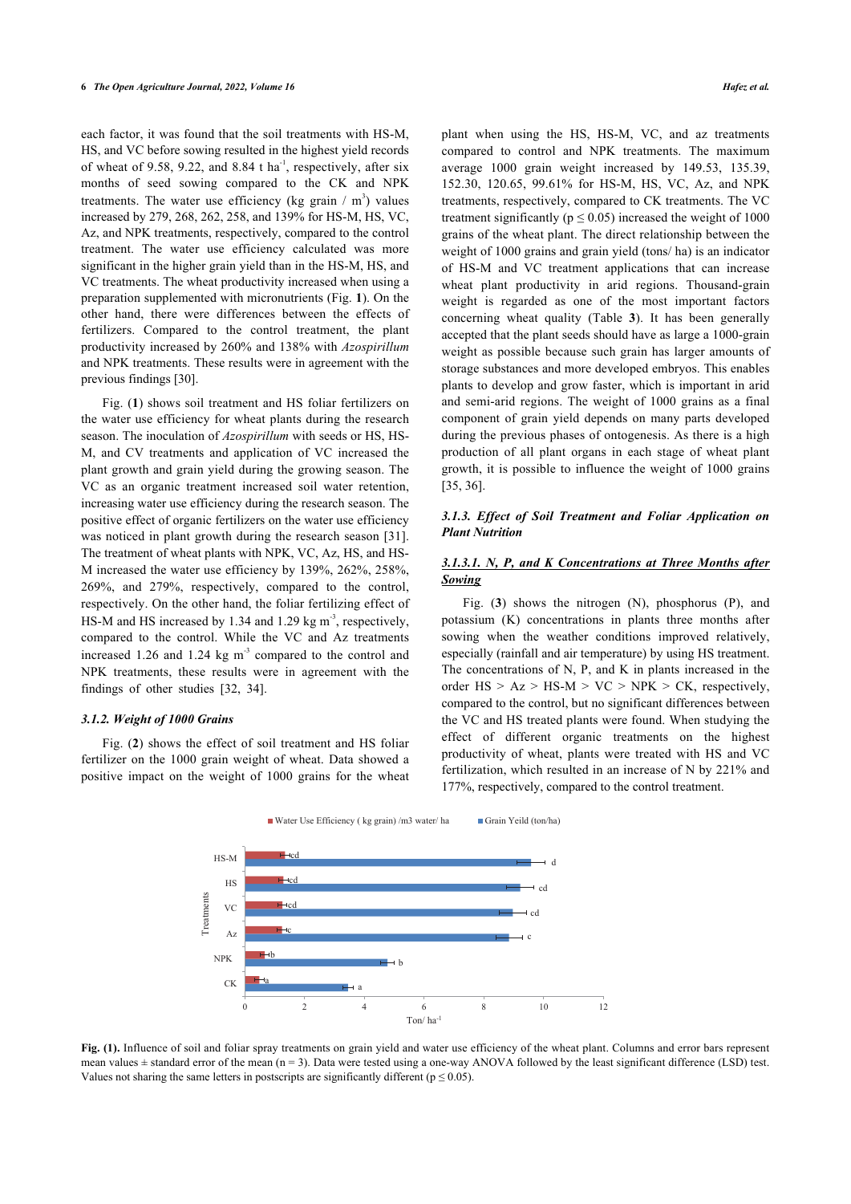each factor, it was found that the soil treatments with HS-M, HS, and VC before sowing resulted in the highest yield records of wheat of 9.58, 9.22, and 8.84 t ha$^{-1}$, respectively, after six months of seed sowing compared to the CK and NPK treatments. The water use efficiency (kg grain / m$^3$) values increased by 279, 268, 262, 258, and 139% for HS-M, HS, VC, Az, and NPK treatments, respectively, compared to the control treatment. The water use efficiency calculated was more significant in the higher grain yield than in the HS-M, HS, and VC treatments. The wheat productivity increased when using a preparation supplemented with micronutrients (Fig. **1**). On the other hand, there were differences between the effects of fertilizers. Compared to the control treatment, the plant productivity increased by 260% and 138% with *Azospirillum* and NPK treatments. These results were in agreement with the previous findings [30].

Fig. (**1**) shows soil treatment and HS foliar fertilizers on the water use efficiency for wheat plants during the research season. The inoculation of *Azospirillum* with seeds or HS, HS-M, and CV treatments and application of VC increased the plant growth and grain yield during the growing season. The VC as an organic treatment increased soil water retention, increasing water use efficiency during the research season. The positive effect of organic fertilizers on the water use efficiency was noticed in plant growth during the research season [31]. The treatment of wheat plants with NPK, VC, Az, HS, and HS-M increased the water use efficiency by 139%, 262%, 258%, 269%, and 279%, respectively, compared to the control, respectively. On the other hand, the foliar fertilizing effect of HS-M and HS increased by 1.34 and 1.29 kg m$^{-3}$, respectively, compared to the control. While the VC and Az treatments increased 1.26 and 1.24 kg m$^{-3}$ compared to the control and NPK treatments, these results were in agreement with the findings of other studies [32, 34].

### 3.1.2. Weight of 1000 Grains

Fig. (**2**) shows the effect of soil treatment and HS foliar fertilizer on the 1000 grain weight of wheat. Data showed a positive impact on the weight of 1000 grains for the wheat plant when using the HS, HS-M, VC, and az treatments compared to control and NPK treatments. The maximum average 1000 grain weight increased by 149.53, 135.39, 152.30, 120.65, 99.61% for HS-M, HS, VC, Az, and NPK treatments, respectively, compared to CK treatments. The VC treatment significantly ($p \leq 0.05$) increased the weight of 1000 grains of the wheat plant. The direct relationship between the weight of 1000 grains and grain yield (tons/ ha) is an indicator of HS-M and VC treatment applications that can increase wheat plant productivity in arid regions. Thousand-grain weight is regarded as one of the most important factors concerning wheat quality (Table **3**). It has been generally accepted that the plant seeds should have as large a 1000-grain weight as possible because such grain has larger amounts of storage substances and more developed embryos. This enables plants to develop and grow faster, which is important in arid and semi-arid regions. The weight of 1000 grains as a final component of grain yield depends on many parts developed during the previous phases of ontogenesis. As there is a high production of all plant organs in each stage of wheat plant growth, it is possible to influence the weight of 1000 grains [35, 36].

### 3.1.3. Effect of Soil Treatment and Foliar Application on Plant Nutrition

#### 3.1.3.1. N, P, and K Concentrations at Three Months after Sowing

Fig. (**3**) shows the nitrogen (N), phosphorus (P), and potassium (K) concentrations in plants three months after sowing when the weather conditions improved relatively, especially (rainfall and air temperature) by using HS treatment. The concentrations of N, P, and K in plants increased in the order HS > Az > HS-M > VC > NPK > CK, respectively, compared to the control, but no significant differences between the VC and HS treated plants were found. When studying the effect of different organic treatments on the highest productivity of wheat, plants were treated with HS and VC fertilization, which resulted in an increase of N by 221% and 177%, respectively, compared to the control treatment.

**Fig. (1).** Influence of soil and foliar spray treatments on grain yield and water use efficiency of the wheat plant. Columns and error bars represent mean values ± standard error of the mean (n = 3). Data were tested using a one-way ANOVA followed by the least significant difference (LSD) test. Values not sharing the same letters in postscripts are significantly different ($p \leq 0.05$).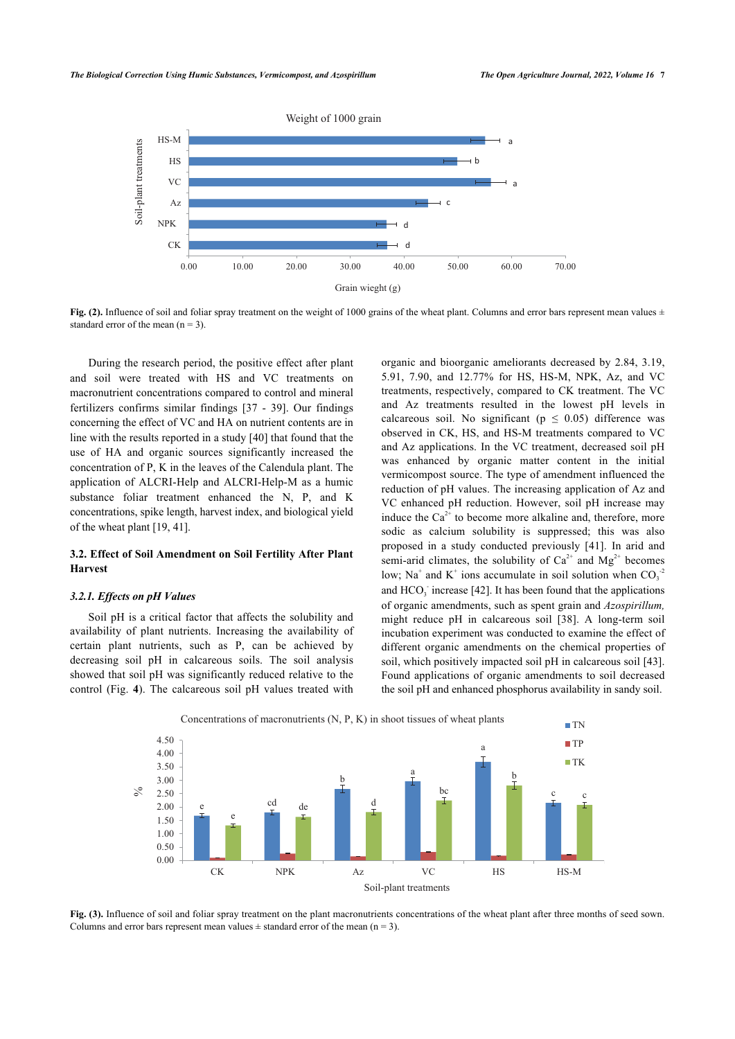Fig. (2). Influence of soil and foliar spray treatment on the weight of 1000 grains of the wheat plant. Columns and error bars represent mean values ± standard error of the mean (n = 3).

During the research period, the positive effect after plant and soil were treated with HS and VC treatments on macronutrient concentrations compared to control and mineral fertilizers confirms similar findings [37 - 39]. Our findings concerning the effect of VC and HA on nutrient contents are in line with the results reported in a study [40] that found that the use of HA and organic sources significantly increased the concentration of P, K in the leaves of the Calendula plant. The application of ALCRI-Help and ALCRI-Help-M as a humic substance foliar treatment enhanced the N, P, and K concentrations, spike length, harvest index, and biological yield of the wheat plant [19, 41].

### 3.2. Effect of Soil Amendment on Soil Fertility After Plant Harvest

#### *3.2.1. Effects on pH Values*

Soil pH is a critical factor that affects the solubility and availability of plant nutrients. Increasing the availability of certain plant nutrients, such as P, can be achieved by decreasing soil pH in calcareous soils. The soil analysis showed that soil pH was significantly reduced relative to the control (Fig. **4**). The calcareous soil pH values treated with organic and bioorganic ameliorants decreased by 2.84, 3.19, 5.91, 7.90, and 12.77% for HS, HS-M, NPK, Az, and VC treatments, respectively, compared to CK treatment. The VC and Az treatments resulted in the lowest pH levels in calcareous soil. No significant ($p \leq 0.05$) difference was observed in CK, HS, and HS-M treatments compared to VC and Az applications. In the VC treatment, decreased soil pH was enhanced by organic matter content in the initial vermicompost source. The type of amendment influenced the reduction of pH values. The increasing application of Az and VC enhanced pH reduction. However, soil pH increase may induce the $Ca^{2+}$ to become more alkaline and, therefore, more sodic as calcium solubility is suppressed; this was also proposed in a study conducted previously [41]. In arid and semi-arid climates, the solubility of $Ca^{2+}$ and $Mg^{2+}$ becomes low; $Na^{+}$ and $K^{+}$ ions accumulate in soil solution when $CO_3^{-2}$ and $HCO_3^{-}$ increase [42]. It has been found that the applications of organic amendments, such as spent grain and *Azospirillum,* might reduce pH in calcareous soil [38]. A long-term soil incubation experiment was conducted to examine the effect of different organic amendments on the chemical properties of soil, which positively impacted soil pH in calcareous soil [43]. Found applications of organic amendments to soil decreased the soil pH and enhanced phosphorus availability in sandy soil.

Fig. (3). Influence of soil and foliar spray treatment on the plant macronutrients concentrations of the wheat plant after three months of seed sown. Columns and error bars represent mean values ± standard error of the mean (n = 3).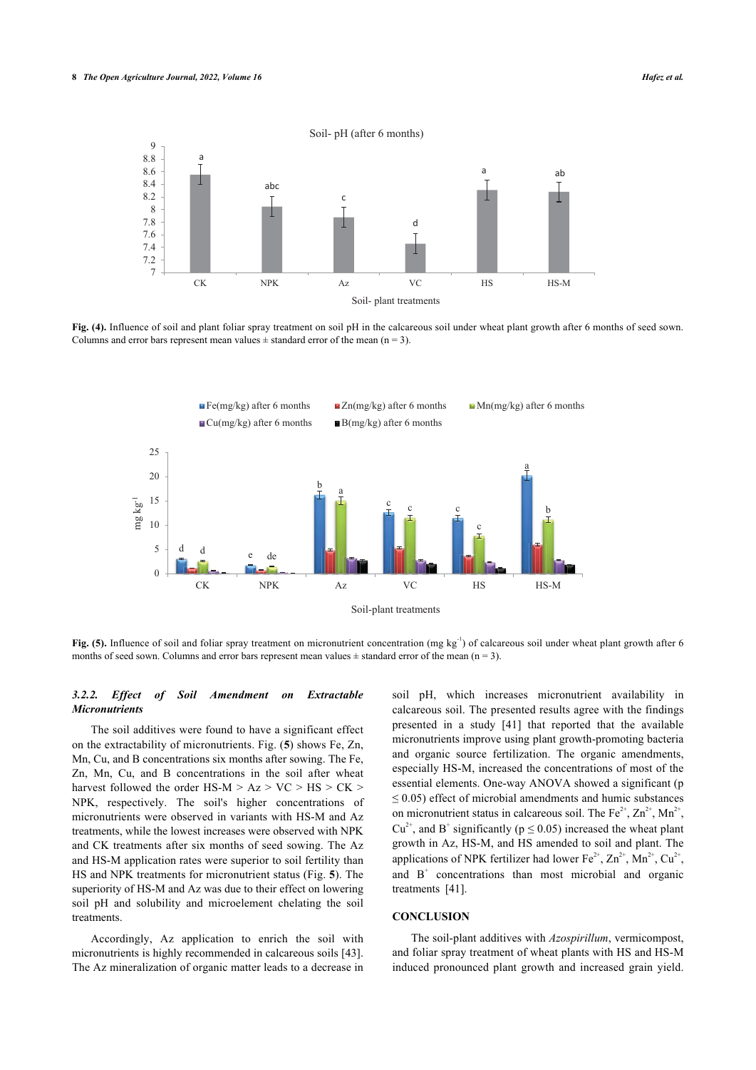Fig. (4). Influence of soil and plant foliar spray treatment on soil pH in the calcareous soil under wheat plant growth after 6 months of seed sown. Columns and error bars represent mean values ± standard error of the mean (n = 3).

Fig. (5). Influence of soil and foliar spray treatment on micronutrient concentration (mg $kg^{-1}$) of calcareous soil under wheat plant growth after 6 months of seed sown. Columns and error bars represent mean values ± standard error of the mean (n = 3).

### 3.2.2. *Effect of Soil Amendment on Extractable Micronutrients*

The soil additives were found to have a significant effect on the extractability of micronutrients. Fig. (**5**) shows Fe, Zn, Mn, Cu, and B concentrations six months after sowing. The Fe, Zn, Mn, Cu, and B concentrations in the soil after wheat harvest followed the order HS-M > Az > VC > HS > CK > NPK, respectively. The soil's higher concentrations of micronutrients were observed in variants with HS-M and Az treatments, while the lowest increases were observed with NPK and CK treatments after six months of seed sowing. The Az and HS-M application rates were superior to soil fertility than HS and NPK treatments for micronutrient status (Fig. **5**). The superiority of HS-M and Az was due to their effect on lowering soil pH and solubility and microelement chelating the soil treatments.

Accordingly, Az application to enrich the soil with micronutrients is highly recommended in calcareous soils [43]. The Az mineralization of organic matter leads to a decrease in soil pH, which increases micronutrient availability in calcareous soil. The presented results agree with the findings presented in a study [41] that reported that the available micronutrients improve using plant growth-promoting bacteria and organic source fertilization. The organic amendments, especially HS-M, increased the concentrations of most of the essential elements. One-way ANOVA showed a significant ($p \leq 0.05$) effect of microbial amendments and humic substances on micronutrient status in calcareous soil. The $Fe^{2+}$, $Zn^{2+}$, $Mn^{2+}$, $Cu^{2+}$, and $B^{+}$ significantly ($p \leq 0.05$) increased the wheat plant growth in Az, HS-M, and HS amended to soil and plant. The applications of NPK fertilizer had lower $Fe^{2+}$, $Zn^{2+}$, $Mn^{2+}$, $Cu^{2+}$, and $B^{+}$ concentrations than most microbial and organic treatments [41].

## CONCLUSION

The soil-plant additives with *Azospirillum*, vermicompost, and foliar spray treatment of wheat plants with HS and HS-M induced pronounced plant growth and increased grain yield.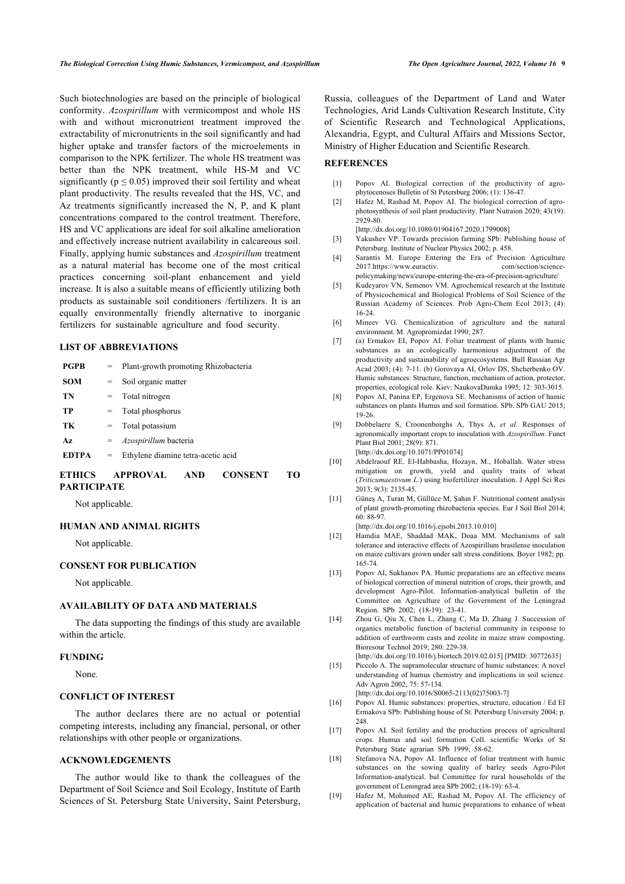Such biotechnologies are based on the principle of biological conformity. *Azospirillum* with vermicompost and whole HS with and without micronutrient treatment improved the extractability of micronutrients in the soil significantly and had higher uptake and transfer factors of the microelements in comparison to the NPK fertilizer. The whole HS treatment was better than the NPK treatment, while HS-M and VC significantly ($p \leq 0.05$) improved their soil fertility and wheat plant productivity. The results revealed that the HS, VC, and Az treatments significantly increased the N, P, and K plant concentrations compared to the control treatment. Therefore, HS and VC applications are ideal for soil alkaline amelioration and effectively increase nutrient availability in calcareous soil. Finally, applying humic substances and *Azospirillum* treatment as a natural material has become one of the most critical practices concerning soil-plant enhancement and yield increase. It is also a suitable means of efficiently utilizing both products as sustainable soil conditioners /fertilizers. It is an equally environmentally friendly alternative to inorganic fertilizers for sustainable agriculture and food security.

## LIST OF ABBREVIATIONS

| | | |
|---|---|---|
| **PGPB** | = | Plant-growth promoting Rhizobacteria |
| **SOM** | = | Soil organic matter |
| **TN** | = | Total nitrogen |
| **TP** | = | Total phosphorus |
| **TK** | = | Total potassium |
| **Az** | = | *Azospirillum* bacteria |
| **EDTPA** | = | Ethylene diamine tetra-acetic acid |

## ETHICS APPROVAL AND CONSENT TO PARTICIPATE

Not applicable.

## HUMAN AND ANIMAL RIGHTS

Not applicable.

## CONSENT FOR PUBLICATION

Not applicable.

## AVAILABILITY OF DATA AND MATERIALS

The data supporting the findings of this study are available within the article.

## FUNDING

None.

## CONFLICT OF INTEREST

The author declares there are no actual or potential competing interests, including any financial, personal, or other relationships with other people or organizations.

## ACKNOWLEDGEMENTS

The author would like to thank the colleagues of the Department of Soil Science and Soil Ecology, Institute of Earth Sciences of St. Petersburg State University, Saint Petersburg, Russia, colleagues of the Department of Land and Water Technologies, Arid Lands Cultivation Research Institute, City of Scientific Research and Technological Applications, Alexandria, Egypt, and Cultural Affairs and Missions Sector, Ministry of Higher Education and Scientific Research.

## REFERENCES

[1] Popov AI. Biological correction of the productivity of agro-phytocenoses Bulletin of St Petersburg 2006; (1): 136-47.

[2] Hafez M, Rashad M, Popov AI. The biological correction of agro-photosynthesis of soil plant productivity. Plant Nutraion 2020; 43(19): 2929-80. [http://dx.doi.org/10.1080/01904167.2020.1799008]

[3] Yakushev VP. Towards precision farming SPb: Publishing house of Petersburg. Institute of Nuclear Physics 2002; p. 458.

[4] Sarantis M. Europe Entering the Era of Precision Agriculture 2017.https://www.euractiv. com/section/science-policymaking/news/europe-entering-the-era-of-precision-agriculture/

[5] Kudeyarov VN, Semenov VM. Agrochemical research at the Institute of Physicochemical and Biological Problems of Soil Science of the Russian Academy of Sciences. Prob Agro-Chem Ecol 2013; (4): 16-24.

[6] Mineev VG. Chemicalization of agriculture and the natural environment. M. Agropromizdat 1990; 287.

[7] (a) Ermakov EI, Popov AI. Foliar treatment of plants with humic substances as an ecologically harmonious adjustment of the productivity and sustainability of agroecosystems. Bull Russian Agr Acad 2003; (4): 7-11. (b) Gorovaya AI, Orlov DS, Shcherbenko OV. Humic substances: Structure, function, mechanism of action, protector, properties, ecological role. Kiev: NaukovaDumka 1995; 12: 303-3015.

[8] Popov AI, Panina EP, Ergenova SE. Mechanisms of action of humic substances on plants Humus and soil formation. SPb. SPb GAU 2015; 19-26.

[9] Dobbelaere S, Croonenborghs A, Thys A, *et al.* Responses of agronomically important crops to inoculation with *Azospirillum*. Funct Plant Biol 2001; 28(9): 871. [http://dx.doi.org/10.1071/PP01074]

[10] Abdelraouf RE. El-Habbasha, Hozayn, M., Hoballah. Water stress mitigation on growth, yield and quality traits of wheat (*Triticumaestivum L.*) using biofertilizer inoculation. J Appl Sci Res 2013; 9(3): 2135-45.

[11] Güneş A, Turan M, Güllüce M, Şahin F. Nutritional content analysis of plant growth-promoting rhizobacteria species. Eur J Soil Biol 2014; 60: 88-97. [http://dx.doi.org/10.1016/j.ejsobi.2013.10.010]

[12] Hamdia MAE, Shaddad MAK, Doaa MM. Mechanisms of salt tolerance and interactive effects of Azospirillum brasilense inoculation on maize cultivars grown under salt stress conditions. Boyer 1982; pp. 165-74.

[13] Popov AI, Sukhanov PA. Humic preparations are an effective means of biological correction of mineral nutrition of crops, their growth, and development Agro-Pilot. Information-analytical bulletin of the Committee on Agriculture of the Government of the Leningrad Region. SPb 2002; (18-19): 23-41.

[14] Zhou G, Qiu X, Chen L, Zhang C, Ma D, Zhang J. Succession of organics metabolic function of bacterial community in response to addition of earthworm casts and zeolite in maize straw composting. Bioresour Technol 2019; 280: 229-38. [http://dx.doi.org/10.1016/j.biortech.2019.02.015] [PMID: 30772635]

[15] Piccolo A. The supramolecular structure of humic substances: A novel understanding of humus chemistry and implications in soil science. Adv Agron 2002; 75: 57-134. [http://dx.doi.org/10.1016/S0065-2113(02)75003-7]

[16] Popov AI. Humic substances: properties, structure, education / Ed EI Ermakova SPb: Publishing house of St. Petersburg University 2004; p. 248.

[17] Popov AI. Soil fertility and the production process of agricultural crops. Humus and soil formation Coll. scientific Works of St Petersburg State agrarian SPb 1999; 58-62.

[18] Stefanova NA, Popov AI. Influence of foliar treatment with humic substances on the sowing quality of barley seeds Agro-Pilot Information-analytical. bul Committee for rural households of the government of Leningrad area SPb 2002; (18-19): 63-4.

[19] Hafez M, Mohamed AE, Rashad M, Popov AI. The efficiency of application of bacterial and humic preparations to enhance of wheat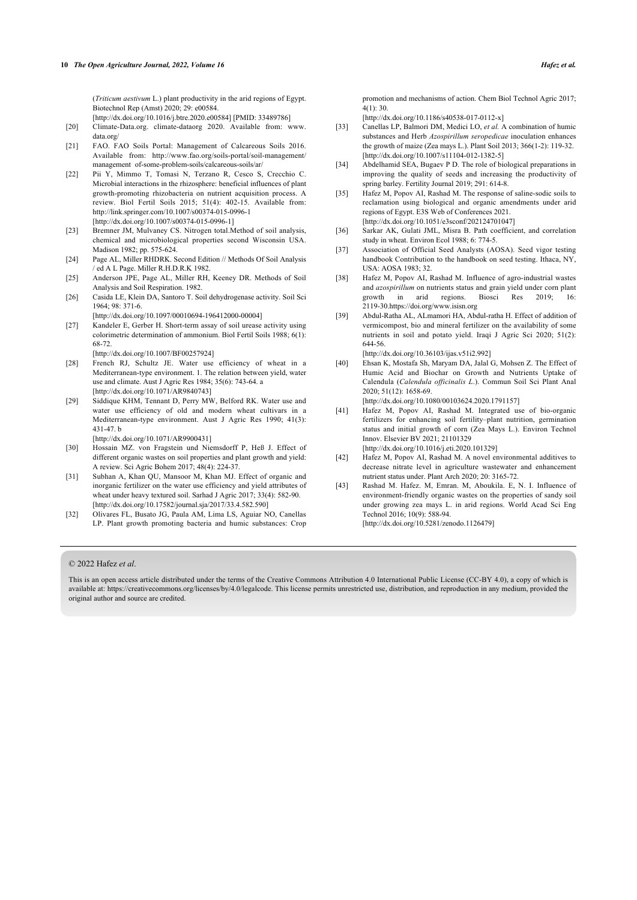(*Triticum aestivum* L.) plant productivity in the arid regions of Egypt. Biotechnol Rep (Amst) 2020; 29: e00584.
[http://dx.doi.org/10.1016/j.btre.2020.e00584] [PMID: 33489786]

[20] Climate-Data.org. climate-dataorg 2020. Available from: www.data.org/

[21] FAO. FAO Soils Portal: Management of Calcareous Soils 2016. Available from: http://www.fao.org/soils-portal/soil-management/management of-some-problem-soils/calcareous-soils/ar/

[22] Pii Y, Mimmo T, Tomasi N, Terzano R, Cesco S, Crecchio C. Microbial interactions in the rhizosphere: beneficial influences of plant growth-promoting rhizobacteria on nutrient acquisition process. A review. Biol Fertil Soils 2015; 51(4): 402-15. Available from: http://link.springer.com/10.1007/s00374-015-0996-1
[http://dx.doi.org/10.1007/s00374-015-0996-1]

[23] Bremner JM, Mulvaney CS. Nitrogen total.Method of soil analysis, chemical and microbiological properties second Wisconsin USA. Madison 1982; pp. 575-624.

[24] Page AL, Miller RHDRK. Second Edition // Methods Of Soil Analysis / ed A L Page. Miller R.H.D.R.K 1982.

[25] Anderson JPE, Page AL, Miller RH, Keeney DR. Methods of Soil Analysis and Soil Respiration. 1982.

[26] Casida LE, Klein DA, Santoro T. Soil dehydrogenase activity. Soil Sci 1964; 98: 371-6.
[http://dx.doi.org/10.1097/00010694-196412000-00004]

[27] Kandeler E, Gerber H. Short-term assay of soil urease activity using colorimetric determination of ammonium. Biol Fertil Soils 1988; 6(1): 68-72.
[http://dx.doi.org/10.1007/BF00257924]

[28] French RJ, Schultz JE. Water use efficiency of wheat in a Mediterranean-type environment. 1. The relation between yield, water use and climate. Aust J Agric Res 1984; 35(6): 743-64. a
[http://dx.doi.org/10.1071/AR9840743]

[29] Siddique KHM, Tennant D, Perry MW, Belford RK. Water use and water use efficiency of old and modern wheat cultivars in a Mediterranean-type environment. Aust J Agric Res 1990; 41(3): 431-47. b
[http://dx.doi.org/10.1071/AR9900431]

[30] Hossain MZ. von Fragstein und Niemsdorff P, Heß J. Effect of different organic wastes on soil properties and plant growth and yield: A review. Sci Agric Bohem 2017; 48(4): 224-37.

[31] Subhan A, Khan QU, Mansoor M, Khan MJ. Effect of organic and inorganic fertilizer on the water use efficiency and yield attributes of wheat under heavy textured soil. Sarhad J Agric 2017; 33(4): 582-90.
[http://dx.doi.org/10.17582/journal.sja/2017/33.4.582.590]

[32] Olivares FL, Busato JG, Paula AM, Lima LS, Aguiar NO, Canellas LP. Plant growth promoting bacteria and humic substances: Crop promotion and mechanisms of action. Chem Biol Technol Agric 2017; 4(1): 30.
[http://dx.doi.org/10.1186/s40538-017-0112-x]

[33] Canellas LP, Balmori DM, Medici LO, *et al.* A combination of humic substances and Herb *Azospirillum seropedicae* inoculation enhances the growth of maize (Zea mays L.). Plant Soil 2013; 366(1-2): 119-32.
[http://dx.doi.org/10.1007/s11104-012-1382-5]

[34] Abdelhamid SEA, Bugaev P D. The role of biological preparations in improving the quality of seeds and increasing the productivity of spring barley. Fertility Journal 2019; 291: 614-8.

[35] Hafez M, Popov AI, Rashad M. The response of saline-sodic soils to reclamation using biological and organic amendments under arid regions of Egypt. E3S Web of Conferences 2021.
[http://dx.doi.org/10.1051/e3sconf/202124701047]

[36] Sarkar AK, Gulati JML, Misra B. Path coefficient, and correlation study in wheat. Environ Ecol 1988; 6: 774-5.

[37] Association of Official Seed Analysts (AOSA). Seed vigor testing handbook Contribution to the handbook on seed testing. Ithaca, NY, USA: AOSA 1983; 32.

[38] Hafez M, Popov AI, Rashad M. Influence of agro-industrial wastes and *azospirillum* on nutrients status and grain yield under corn plant growth in arid regions. Biosci Res 2019; 16: 2119-30.https://doi.org/www.isisn.org

[39] Abdul-Ratha AL, ALmamori HA, Abdul-ratha H. Effect of addition of vermicompost, bio and mineral fertilizer on the availability of some nutrients in soil and potato yield. Iraqi J Agric Sci 2020; 51(2): 644-56.
[http://dx.doi.org/10.36103/ijas.v51i2.992]

[40] Ehsan K, Mostafa Sh, Maryam DA, Jalal G, Mohsen Z. The Effect of Humic Acid and Biochar on Growth and Nutrients Uptake of Calendula (*Calendula officinalis L*.). Commun Soil Sci Plant Anal 2020; 51(12): 1658-69.
[http://dx.doi.org/10.1080/00103624.2020.1791157]

[41] Hafez M, Popov AI, Rashad M. Integrated use of bio-organic fertilizers for enhancing soil fertility–plant nutrition, germination status and initial growth of corn (Zea Mays L.). Environ Technol Innov. Elsevier BV 2021; 21101329
[http://dx.doi.org/10.1016/j.eti.2020.101329]

[42] Hafez M, Popov AI, Rashad M. A novel environmental additives to decrease nitrate level in agriculture wastewater and enhancement nutrient status under. Plant Arch 2020; 20: 3165-72.

[43] Rashad M. Hafez. M, Emran. M, Aboukila. E, N. I. Influence of environment-friendly organic wastes on the properties of sandy soil under growing zea mays L. in arid regions. World Acad Sci Eng Technol 2016; 10(9): 588-94.
[http://dx.doi.org/10.5281/zenodo.1126479]

© 2022 Hafez *et al*.

This is an open access article distributed under the terms of the Creative Commons Attribution 4.0 International Public License (CC-BY 4.0), a copy of which is available at: https://creativecommons.org/licenses/by/4.0/legalcode. This license permits unrestricted use, distribution, and reproduction in any medium, provided the original author and source are credited.